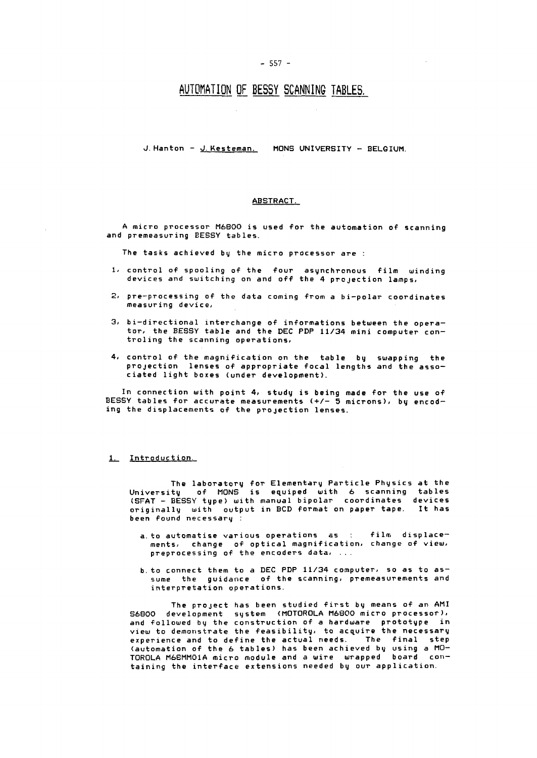# AUTOMATION OF BESSY SCANNING TABLES.

J. Hanton – J. Kesteman. MONS UNIVERSITY – BELGIUM.

## ABSTRACT.

A micro processor M6800 is used for the automation of scanning and premeasuring BESSY tables.

The tasks achieved by the micro processor are :

1. control of spooling of the four asynchronous film winding devices and switching on and off the 4 projection lamps,
2. pre-processing of the data coming from a bi-polar coordinates measuring device,
3. bi-directional interchange of informations between the operator, the BESSY table and the DEC PDP 11/34 mini computer controling the scanning operations,
4. control of the magnification on the table by swapping the projection lenses of appropriate focal lengths and the associated light boxes (under development).

In connection with point 4, study is being made for the use of BESSY tables for accurate measurements (+/- 5 microns), by encoding the displacements of the projection lenses.

## 1. Introduction.

The laboratory for Elementary Particle Physics at the University of MONS is equiped with 6 scanning tables (SFAT – BESSY type) with manual bipolar coordinates devices originally with output in BCD format on paper tape. It has been found necessary :

a. to automatise various operations as : film displacements, change of optical magnification, change of view, preprocessing of the encoders data, ...

b. to connect them to a DEC PDP 11/34 computer, so as to assume the guidance of the scanning, premeasurements and interpretation operations.

The project has been studied first by means of an AMI S6800 development system (MOTOROLA M6800 micro processor), and followed by the construction of a hardware prototype in view to demonstrate the feasibility, to acquire the necessary experience and to define the actual needs. The final step (automation of the 6 tables) has been achieved by using a MOTOROLA M68MM01A micro module and a wire wrapped board containing the interface extensions needed by our application.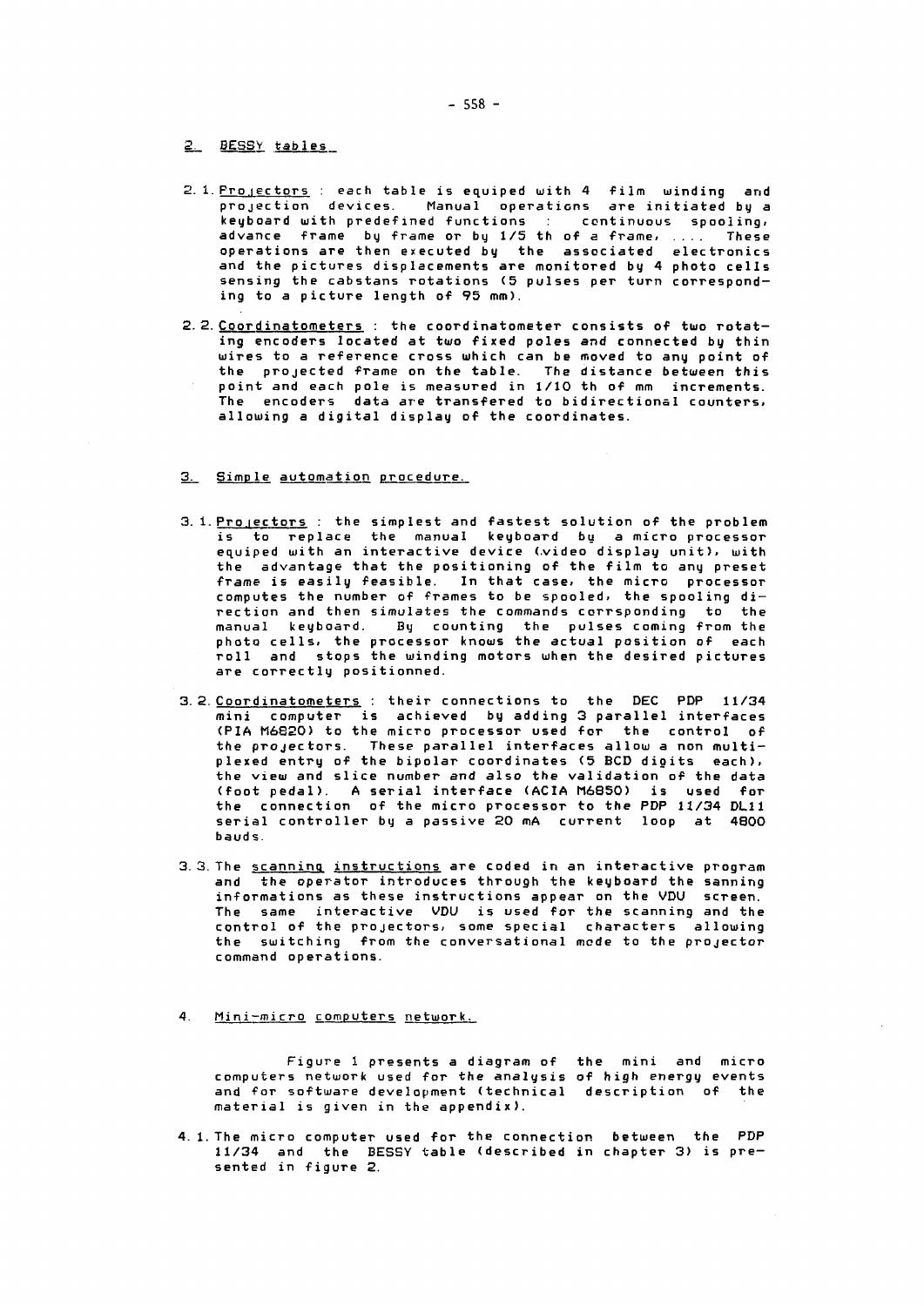## 2. BESSY tables

2.1. Projectors : each table is equiped with 4 film winding and projection devices. Manual operations are initiated by a keyboard with predefined functions : continuous spooling, advance frame by frame or by 1/5 th of a frame, .... These operations are then executed by the associated electronics and the pictures displacements are monitored by 4 photo cells sensing the cabstans rotations (5 pulses per turn corresponding to a picture length of 95 mm).

2.2. Coordinatometers : the coordinatometer consists of two rotating encoders located at two fixed poles and connected by thin wires to a reference cross which can be moved to any point of the projected frame on the table. The distance between this point and each pole is measured in 1/10 th of mm increments. The encoders data are transfered to bidirectional counters, allowing a digital display of the coordinates.

## 3. Simple automation procedure.

3.1. Projectors : the simplest and fastest solution of the problem is to replace the manual keyboard by a micro processor equiped with an interactive device (video display unit), with the advantage that the positioning of the film to any preset frame is easily feasible. In that case, the micro processor computes the number of frames to be spooled, the spooling direction and then simulates the commands corrsponding to the manual keyboard. By counting the pulses coming from the photo cells, the processor knows the actual position of each roll and stops the winding motors when the desired pictures are correctly positionned.

3.2. Coordinatometers : their connections to the DEC PDP 11/34 mini computer is achieved by adding 3 parallel interfaces (PIA M6820) to the micro processor used for the control of the projectors. These parallel interfaces allow a non multiplexed entry of the bipolar coordinates (5 BCD digits each), the view and slice number and also the validation of the data (foot pedal). A serial interface (ACIA M6850) is used for the connection of the micro processor to the PDP 11/34 DL11 serial controller by a passive 20 mA current loop at 4800 bauds.

3.3. The scanning instructions are coded in an interactive program and the operator introduces through the keyboard the sanning informations as these instructions appear on the VDU screen. The same interactive VDU is used for the scanning and the control of the projectors, some special characters allowing the switching from the conversational mode to the projector command operations.

## 4. Mini-micro computers network.

Figure 1 presents a diagram of the mini and micro computers network used for the analysis of high energy events and for software development (technical description of the material is given in the appendix).

4.1. The micro computer used for the connection between the PDP 11/34 and the BESSY table (described in chapter 3) is presented in figure 2.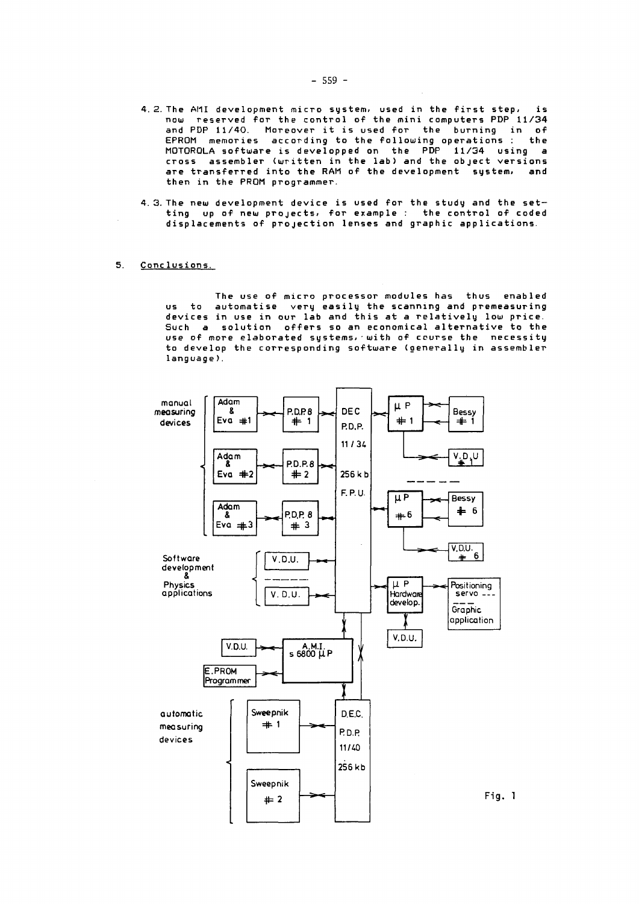4.2. The AMI development micro system, used in the first step, is now reserved for the control of the mini computers PDP 11/34 and PDP 11/40. Moreover it is used for the burning in of EPROM memories according to the following operations : the MOTOROLA software is developped on the PDP 11/34 using a cross assembler (written in the lab) and the object versions are transferred into the RAM of the development system, and then in the PROM programmer.

4.3. The new development device is used for the study and the setting up of new projects, for example : the control of coded displacements of projection lenses and graphic applications.

## 5. Conclusions.

The use of micro processor modules has thus enabled us to automatise very easily the scanning and premeasuring devices in use in our lab and this at a relatively low price. Such a solution offers so an economical alternative to the use of more elaborated systems, with of course the necessity to develop the corresponding software (generally in assembler language).

Fig. 1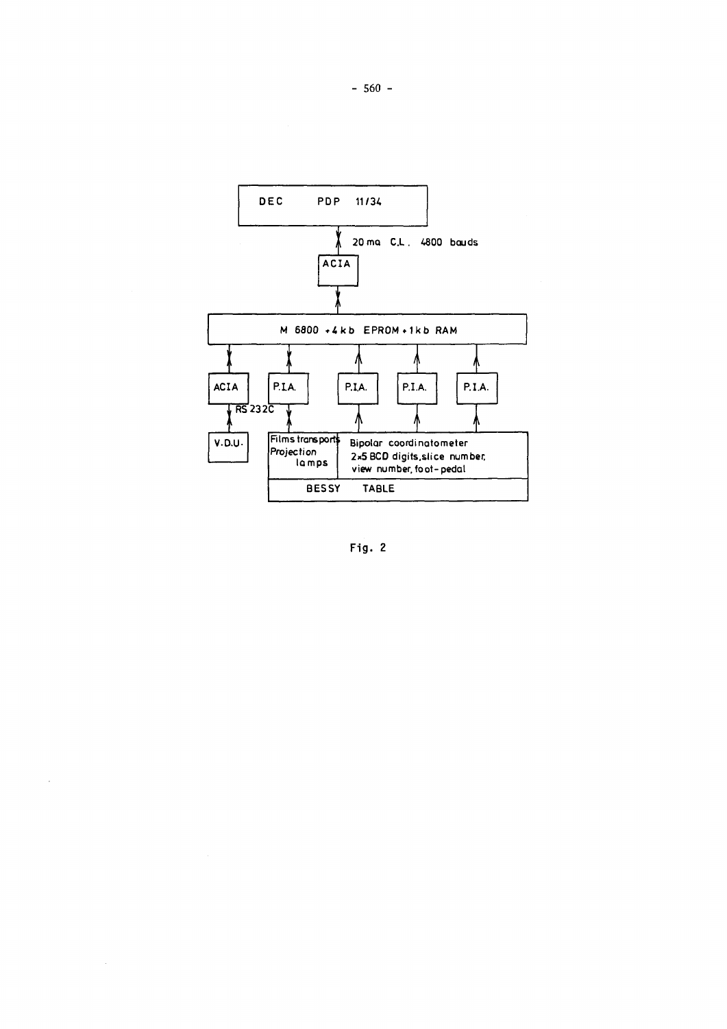DEC PDP 11/34

20 ma C.L. 4800 bauds

ACIA

M 6800 + 4 kb EPROM + 1 kb RAM

ACIA

P.I.A.

P.I.A.

P.I.A.

P.I.A.

RS 232C

V.D.U.

Films transports
Projection lamps

Bipolar coordinatometer
2x5 BCD digits, slice number, view number, foot-pedal

BESSY TABLE

Fig. 2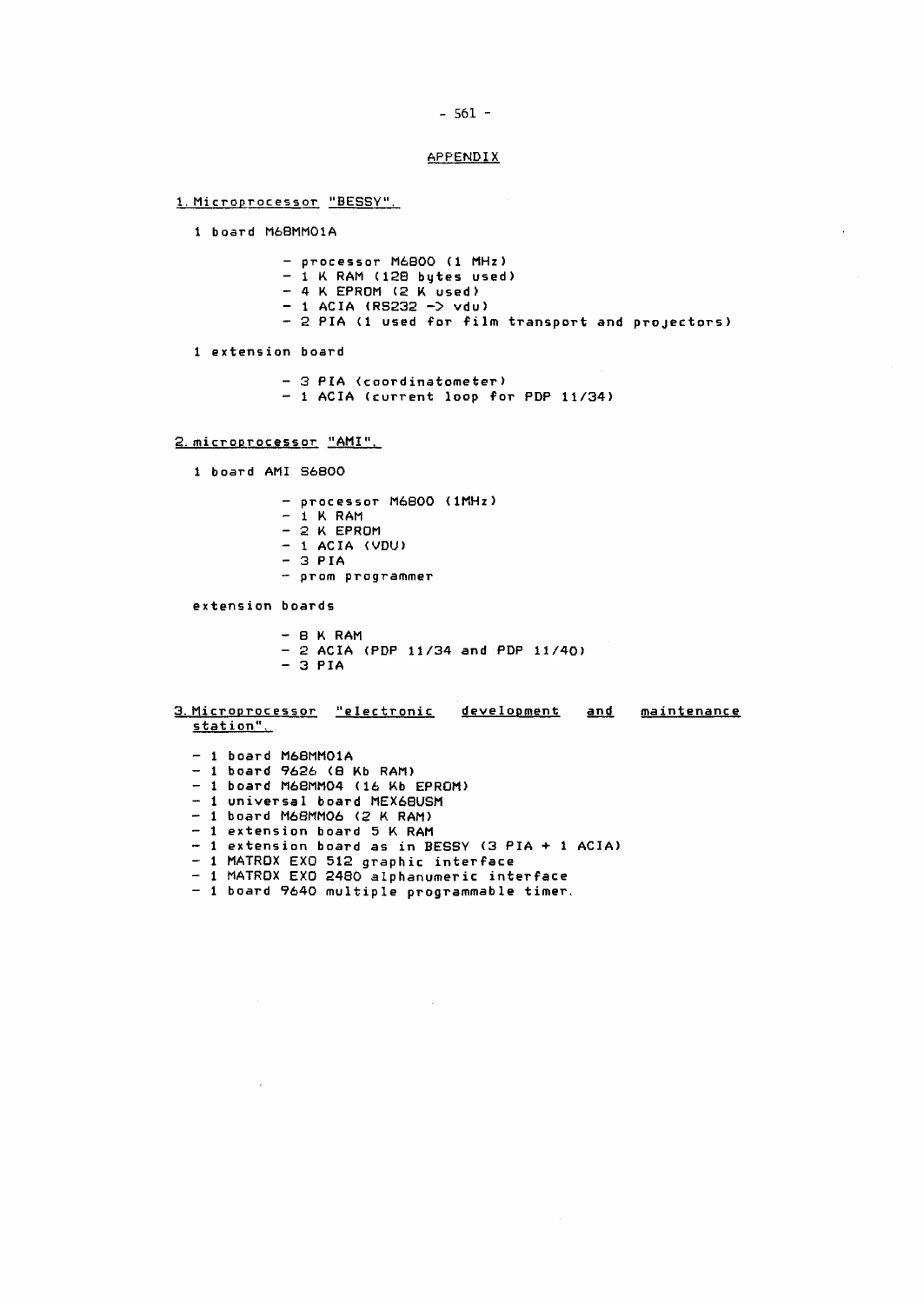# APPENDIX

## 1. Microprocessor "BESSY".

1 board M68MM01A

- processor M6800 (1 MHz)
- 1 K RAM (128 bytes used)
- 4 K EPROM (2 K used)
- 1 ACIA (RS232 -> vdu)
- 2 PIA (1 used for film transport and projectors)

1 extension board

- 3 PIA (coordinatometer)
- 1 ACIA (current loop for PDP 11/34)

## 2. microprocessor "AMI".

1 board AMI S6800

- processor M6800 (1MHz)
- 1 K RAM
- 2 K EPROM
- 1 ACIA (VDU)
- 3 PIA
- prom programmer

extension boards

- 8 K RAM
- 2 ACIA (PDP 11/34 and PDP 11/40)
- 3 PIA

## 3. Microprocessor "electronic development and maintenance station".

- 1 board M68MM01A
- 1 board 9626 (8 Kb RAM)
- 1 board M68MM04 (16 Kb EPROM)
- 1 universal board MEX68USM
- 1 board M68MM06 (2 K RAM)
- 1 extension board 5 K RAM
- 1 extension board as in BESSY (3 PIA + 1 ACIA)
- 1 MATROX EXO 512 graphic interface
- 1 MATROX EXO 2480 alphanumeric interface
- 1 board 9640 multiple programmable timer.